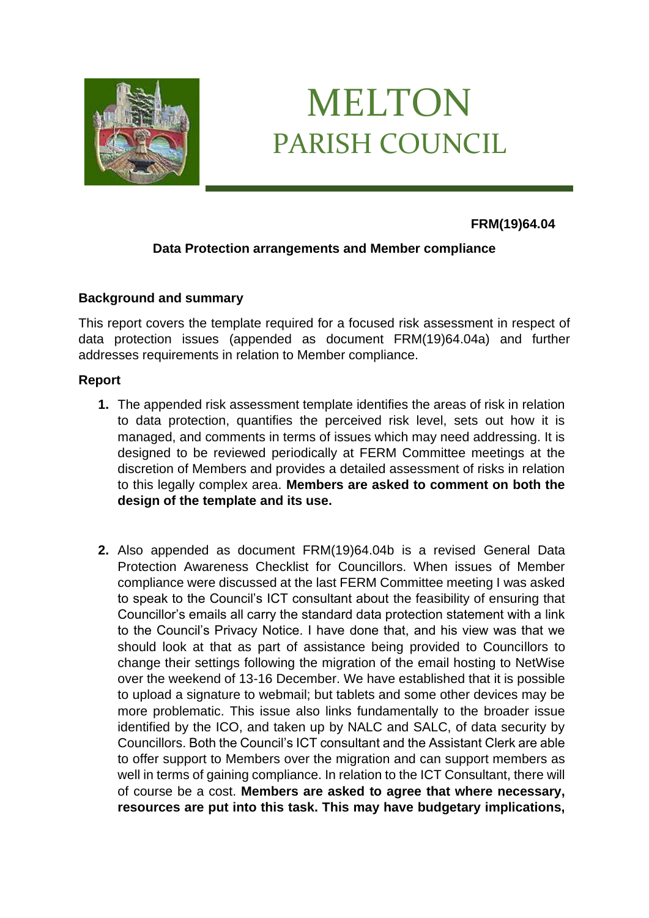# MELTON
## PARISH COUNCIL

**FRM(19)64.04**

### Data Protection arrangements and Member compliance

**Background and summary**

This report covers the template required for a focused risk assessment in respect of data protection issues (appended as document FRM(19)64.04a) and further addresses requirements in relation to Member compliance.

**Report**

1. The appended risk assessment template identifies the areas of risk in relation to data protection, quantifies the perceived risk level, sets out how it is managed, and comments in terms of issues which may need addressing. It is designed to be reviewed periodically at FERM Committee meetings at the discretion of Members and provides a detailed assessment of risks in relation to this legally complex area. **Members are asked to comment on both the design of the template and its use.**

2. Also appended as document FRM(19)64.04b is a revised General Data Protection Awareness Checklist for Councillors. When issues of Member compliance were discussed at the last FERM Committee meeting I was asked to speak to the Council's ICT consultant about the feasibility of ensuring that Councillor's emails all carry the standard data protection statement with a link to the Council's Privacy Notice. I have done that, and his view was that we should look at that as part of assistance being provided to Councillors to change their settings following the migration of the email hosting to NetWise over the weekend of 13-16 December. We have established that it is possible to upload a signature to webmail; but tablets and some other devices may be more problematic. This issue also links fundamentally to the broader issue identified by the ICO, and taken up by NALC and SALC, of data security by Councillors. Both the Council's ICT consultant and the Assistant Clerk are able to offer support to Members over the migration and can support members as well in terms of gaining compliance. In relation to the ICT Consultant, there will of course be a cost. **Members are asked to agree that where necessary, resources are put into this task. This may have budgetary implications,**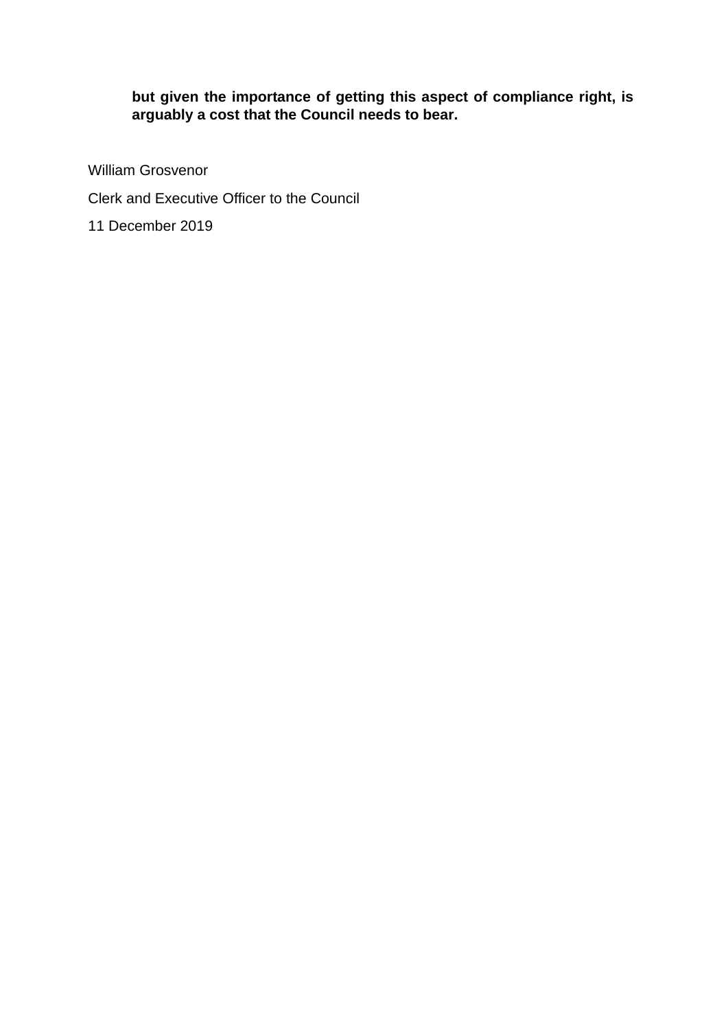**but given the importance of getting this aspect of compliance right, is arguably a cost that the Council needs to bear.**

William Grosvenor

Clerk and Executive Officer to the Council

11 December 2019